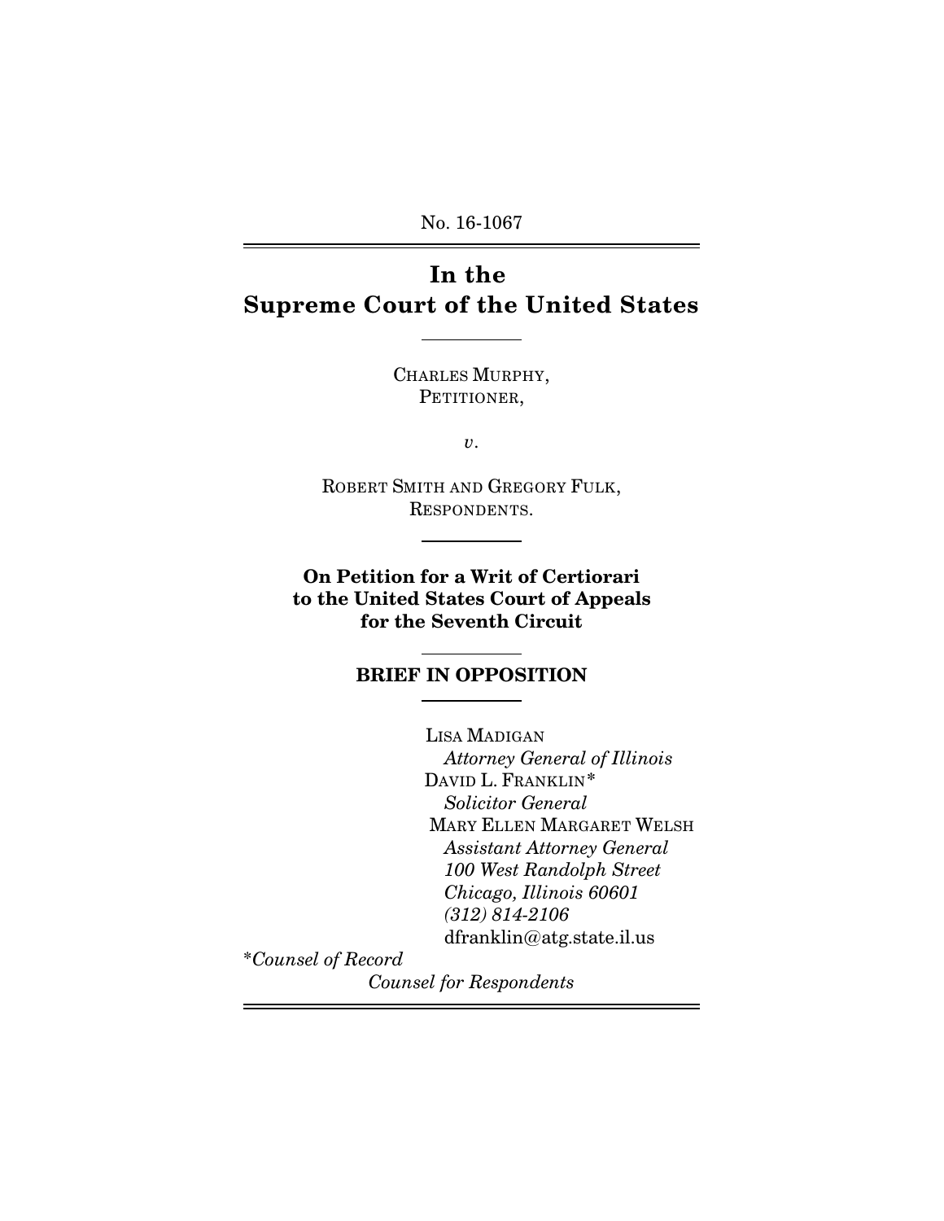No. 16-1067

# In the Supreme Court of the United States

CHARLES MURPHY,
PETITIONER,

*v.*

ROBERT SMITH AND GREGORY FULK,
RESPONDENTS.

**On Petition for a Writ of Certiorari to the United States Court of Appeals for the Seventh Circuit**

## BRIEF IN OPPOSITION

LISA MADIGAN
*Attorney General of Illinois*
DAVID L. FRANKLIN*
*Solicitor General*
MARY ELLEN MARGARET WELSH
*Assistant Attorney General*
*100 West Randolph Street*
*Chicago, Illinois 60601*
*(312) 814-2106*
dfranklin@atg.state.il.us

**Counsel of Record*
*Counsel for Respondents*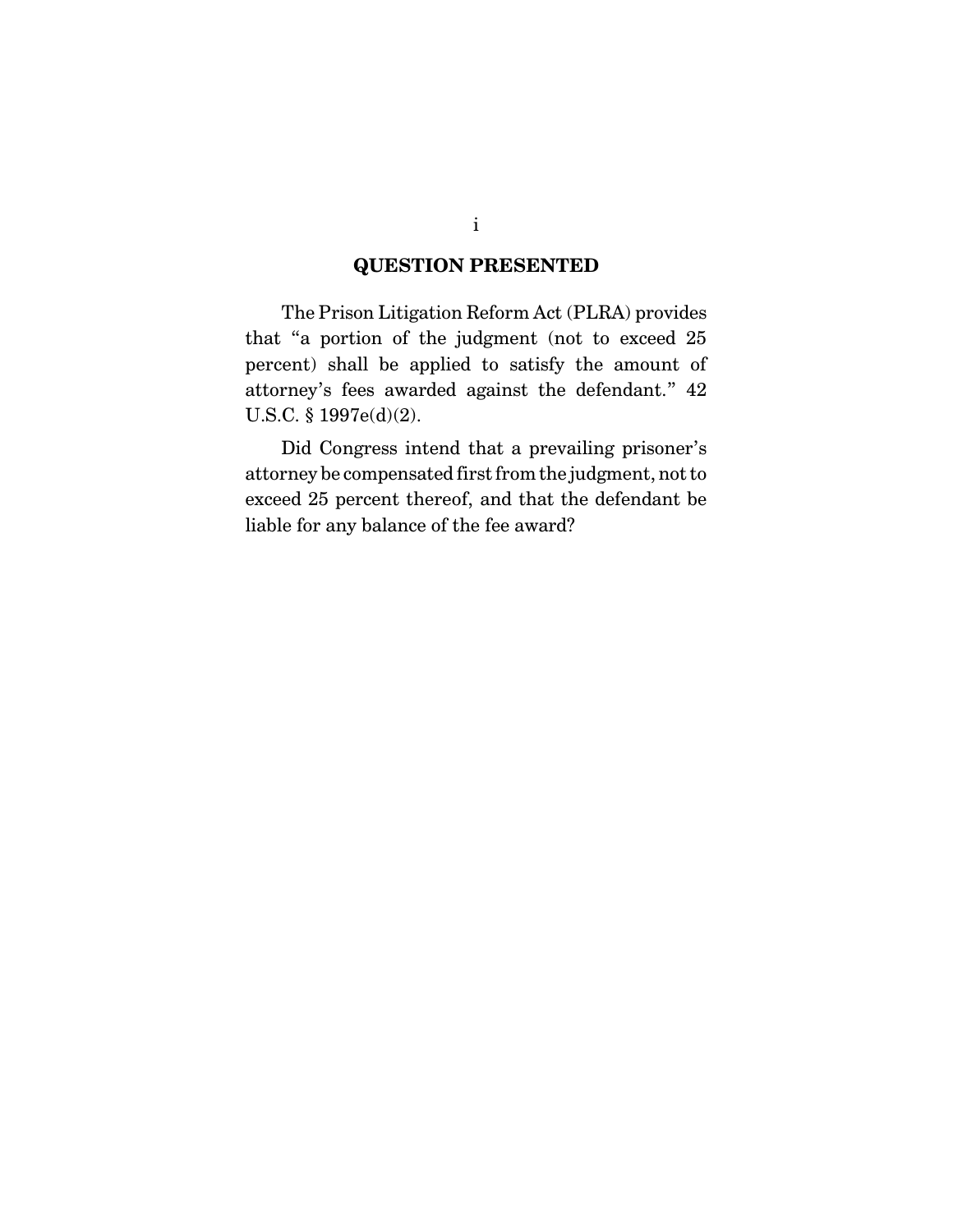## QUESTION PRESENTED

The Prison Litigation Reform Act (PLRA) provides that "a portion of the judgment (not to exceed 25 percent) shall be applied to satisfy the amount of attorney's fees awarded against the defendant." 42 U.S.C. § 1997e(d)(2).

Did Congress intend that a prevailing prisoner's attorney be compensated first from the judgment, not to exceed 25 percent thereof, and that the defendant be liable for any balance of the fee award?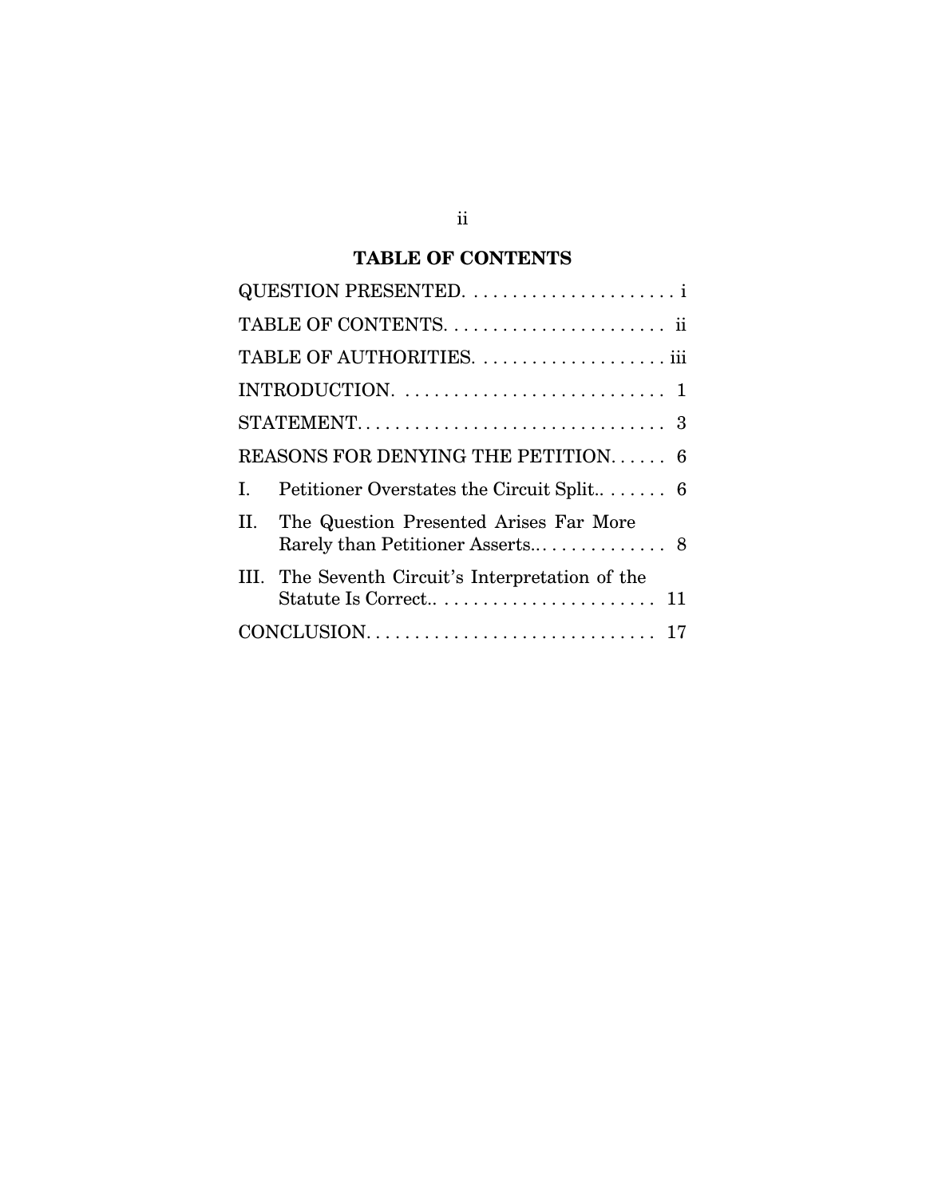## TABLE OF CONTENTS

QUESTION PRESENTED. . . . . . . . . . . . . . . . . . . . . . i

TABLE OF CONTENTS. . . . . . . . . . . . . . . . . . . . . . . ii

TABLE OF AUTHORITIES. . . . . . . . . . . . . . . . . . . iii

INTRODUCTION. . . . . . . . . . . . . . . . . . . . . . . . . . . 1

STATEMENT. . . . . . . . . . . . . . . . . . . . . . . . . . . . . . . 3

REASONS FOR DENYING THE PETITION. . . . . . 6

I. Petitioner Overstates the Circuit Split.. . . . . . . 6

II. The Question Presented Arises Far More Rarely than Petitioner Asserts.. . . . . . . . . . . . . 8

III. The Seventh Circuit's Interpretation of the Statute Is Correct.. . . . . . . . . . . . . . . . . . . . . . . 11

CONCLUSION. . . . . . . . . . . . . . . . . . . . . . . . . . . . . 17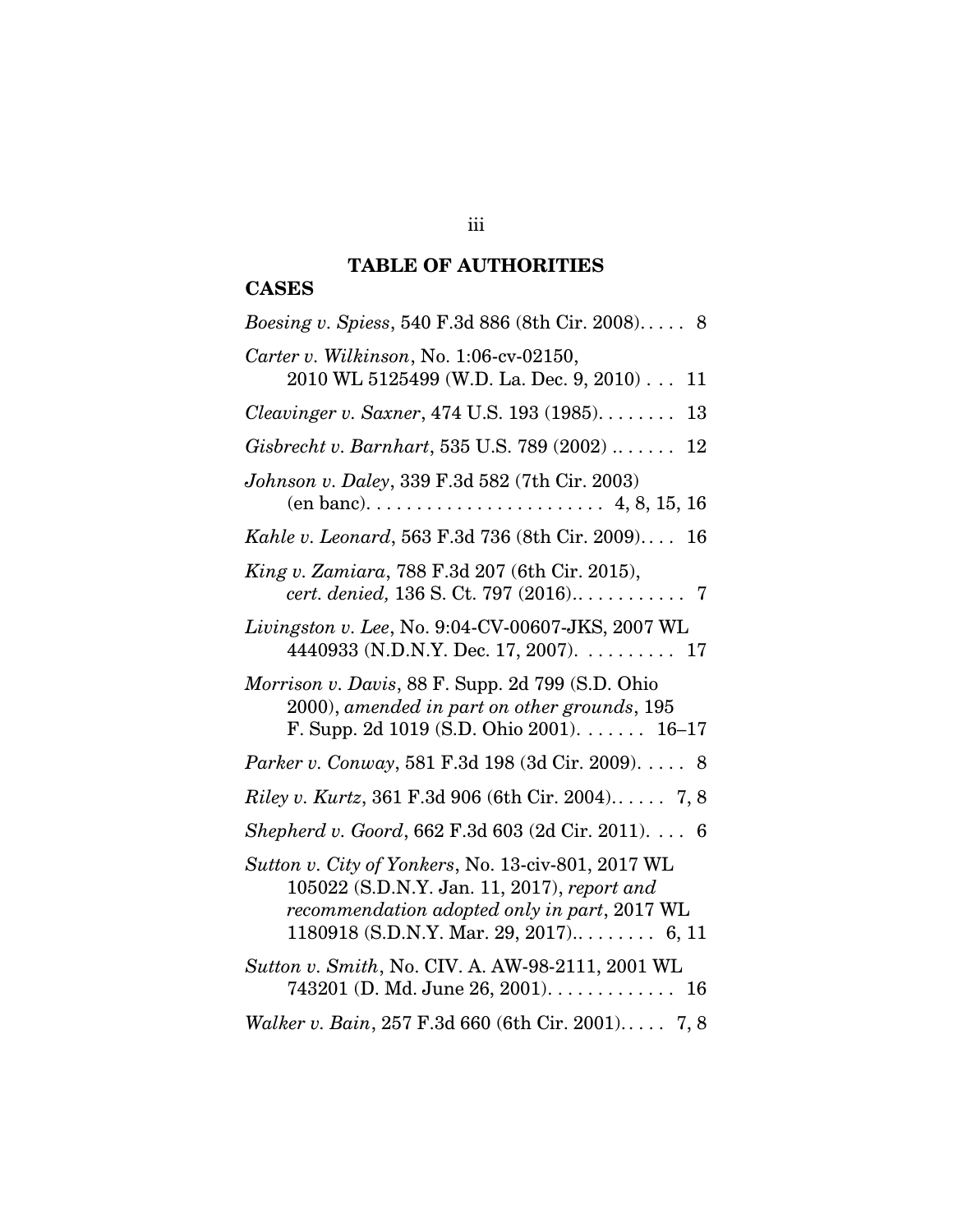## TABLE OF AUTHORITIES

### CASES

*Boesing v. Spiess*, 540 F.3d 886 (8th Cir. 2008). . . . . 8

*Carter v. Wilkinson*, No. 1:06-cv-02150, 2010 WL 5125499 (W.D. La. Dec. 9, 2010) . . . 11

*Cleavinger v. Saxner*, 474 U.S. 193 (1985). . . . . . . . 13

*Gisbrecht v. Barnhart*, 535 U.S. 789 (2002) .. . . . . . 12

*Johnson v. Daley*, 339 F.3d 582 (7th Cir. 2003) (en banc). . . . . . . . . . . . . . . . . . . . . . . . 4, 8, 15, 16

*Kahle v. Leonard*, 563 F.3d 736 (8th Cir. 2009). . . . 16

*King v. Zamiara*, 788 F.3d 207 (6th Cir. 2015), *cert. denied,* 136 S. Ct. 797 (2016).. . . . . . . . . . . 7

*Livingston v. Lee*, No. 9:04-CV-00607-JKS, 2007 WL 4440933 (N.D.N.Y. Dec. 17, 2007). . . . . . . . . . 17

*Morrison v. Davis*, 88 F. Supp. 2d 799 (S.D. Ohio 2000), *amended in part on other grounds*, 195 F. Supp. 2d 1019 (S.D. Ohio 2001). . . . . . . 16–17

*Parker v. Conway*, 581 F.3d 198 (3d Cir. 2009). . . . . 8

*Riley v. Kurtz*, 361 F.3d 906 (6th Cir. 2004).. . . . . 7, 8

*Shepherd v. Goord*, 662 F.3d 603 (2d Cir. 2011). . . . 6

*Sutton v. City of Yonkers*, No. 13-civ-801, 2017 WL 105022 (S.D.N.Y. Jan. 11, 2017), *report and recommendation adopted only in part*, 2017 WL 1180918 (S.D.N.Y. Mar. 29, 2017).. . . . . . . . 6, 11

*Sutton v. Smith*, No. CIV. A. AW-98-2111, 2001 WL 743201 (D. Md. June 26, 2001). . . . . . . . . . . . 16

*Walker v. Bain*, 257 F.3d 660 (6th Cir. 2001). . . . . 7, 8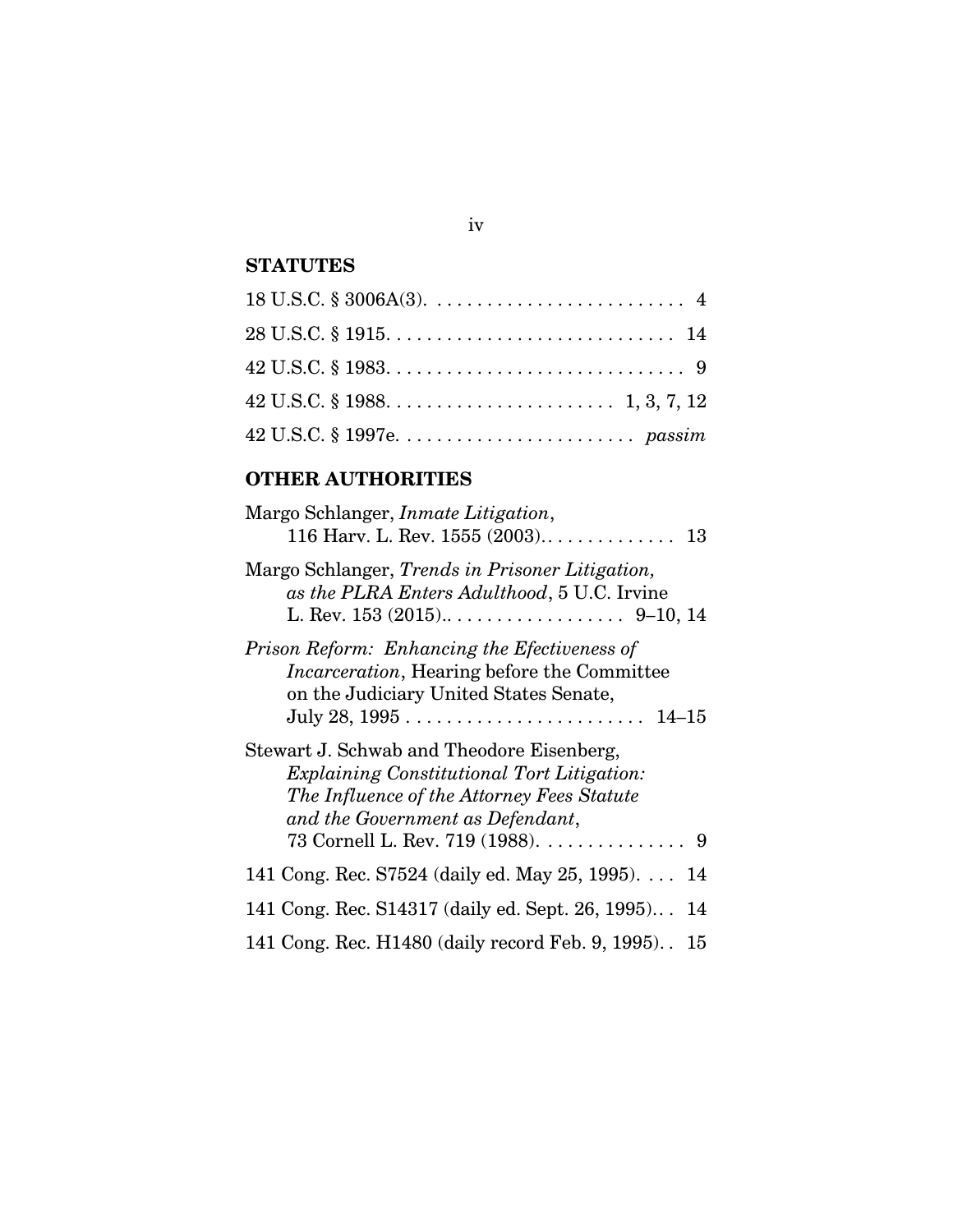## STATUTES

18 U.S.C. § 3006A(3). . . . . . . . . . . . . . . . . . . . . . . . . . 4

28 U.S.C. § 1915. . . . . . . . . . . . . . . . . . . . . . . . . . . . . 14

42 U.S.C. § 1983. . . . . . . . . . . . . . . . . . . . . . . . . . . . . . 9

42 U.S.C. § 1988. . . . . . . . . . . . . . . . . . . . . . . 1, 3, 7, 12

42 U.S.C. § 1997e. . . . . . . . . . . . . . . . . . . . . . . . *passim*

## OTHER AUTHORITIES

Margo Schlanger, *Inmate Litigation*, 116 Harv. L. Rev. 1555 (2003).. . . . . . . . . . . . . 13

Margo Schlanger, *Trends in Prisoner Litigation, as the PLRA Enters Adulthood*, 5 U.C. Irvine L. Rev. 153 (2015).. . . . . . . . . . . . . . . . . 9–10, 14

*Prison Reform: Enhancing the Efectiveness of Incarceration*, Hearing before the Committee on the Judiciary United States Senate, July 28, 1995 . . . . . . . . . . . . . . . . . . . . . . . . 14–15

Stewart J. Schwab and Theodore Eisenberg, *Explaining Constitutional Tort Litigation: The Influence of the Attorney Fees Statute and the Government as Defendant*, 73 Cornell L. Rev. 719 (1988). . . . . . . . . . . . . . . 9

141 Cong. Rec. S7524 (daily ed. May 25, 1995). . . . 14

141 Cong. Rec. S14317 (daily ed. Sept. 26, 1995).. . 14

141 Cong. Rec. H1480 (daily record Feb. 9, 1995). . 15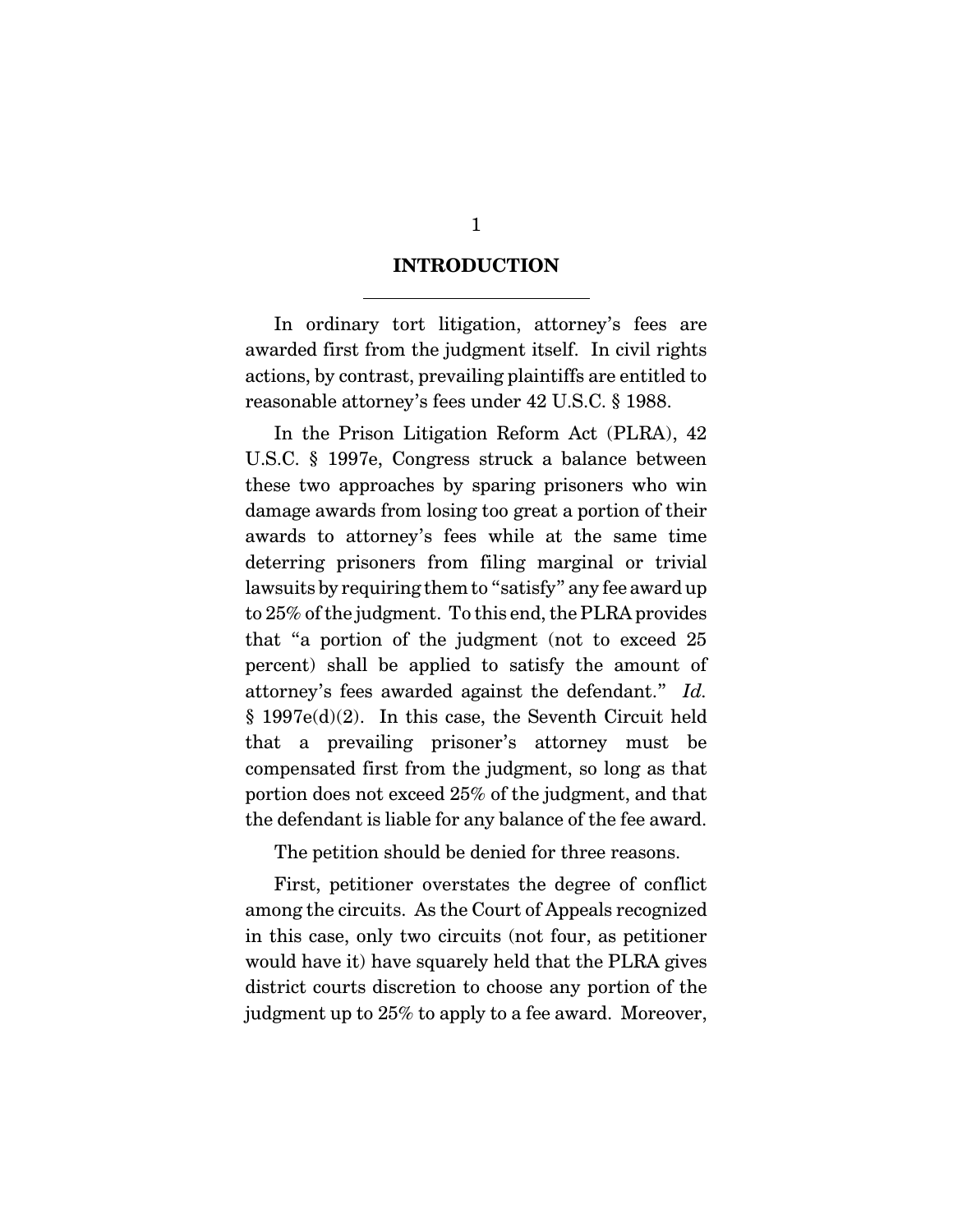## INTRODUCTION

In ordinary tort litigation, attorney's fees are awarded first from the judgment itself. In civil rights actions, by contrast, prevailing plaintiffs are entitled to reasonable attorney's fees under 42 U.S.C. § 1988.

In the Prison Litigation Reform Act (PLRA), 42 U.S.C. § 1997e, Congress struck a balance between these two approaches by sparing prisoners who win damage awards from losing too great a portion of their awards to attorney's fees while at the same time deterring prisoners from filing marginal or trivial lawsuits by requiring them to "satisfy" any fee award up to 25% of the judgment. To this end, the PLRA provides that "a portion of the judgment (not to exceed 25 percent) shall be applied to satisfy the amount of attorney's fees awarded against the defendant." *Id.* § 1997e(d)(2). In this case, the Seventh Circuit held that a prevailing prisoner's attorney must be compensated first from the judgment, so long as that portion does not exceed 25% of the judgment, and that the defendant is liable for any balance of the fee award.

The petition should be denied for three reasons.

First, petitioner overstates the degree of conflict among the circuits. As the Court of Appeals recognized in this case, only two circuits (not four, as petitioner would have it) have squarely held that the PLRA gives district courts discretion to choose any portion of the judgment up to 25% to apply to a fee award. Moreover,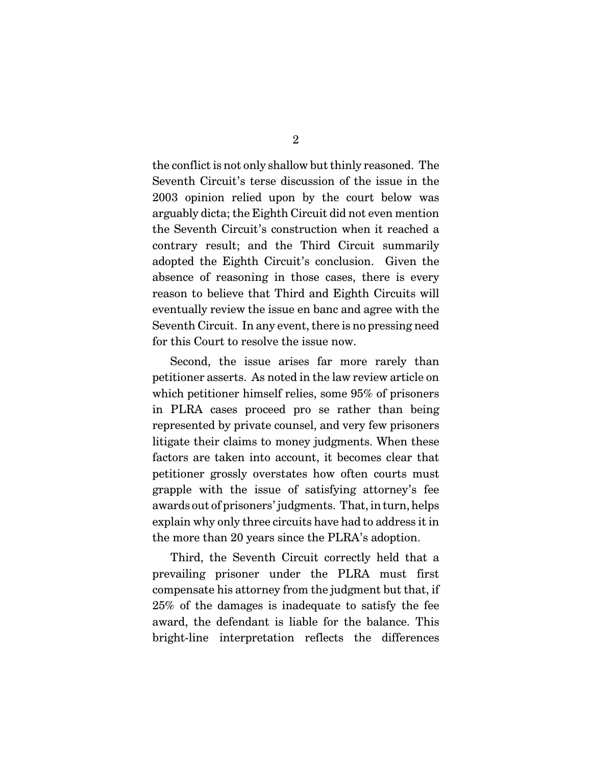the conflict is not only shallow but thinly reasoned. The Seventh Circuit's terse discussion of the issue in the 2003 opinion relied upon by the court below was arguably dicta; the Eighth Circuit did not even mention the Seventh Circuit's construction when it reached a contrary result; and the Third Circuit summarily adopted the Eighth Circuit's conclusion. Given the absence of reasoning in those cases, there is every reason to believe that Third and Eighth Circuits will eventually review the issue en banc and agree with the Seventh Circuit. In any event, there is no pressing need for this Court to resolve the issue now.

Second, the issue arises far more rarely than petitioner asserts. As noted in the law review article on which petitioner himself relies, some 95% of prisoners in PLRA cases proceed pro se rather than being represented by private counsel, and very few prisoners litigate their claims to money judgments. When these factors are taken into account, it becomes clear that petitioner grossly overstates how often courts must grapple with the issue of satisfying attorney's fee awards out of prisoners' judgments. That, in turn, helps explain why only three circuits have had to address it in the more than 20 years since the PLRA's adoption.

Third, the Seventh Circuit correctly held that a prevailing prisoner under the PLRA must first compensate his attorney from the judgment but that, if 25% of the damages is inadequate to satisfy the fee award, the defendant is liable for the balance. This bright-line interpretation reflects the differences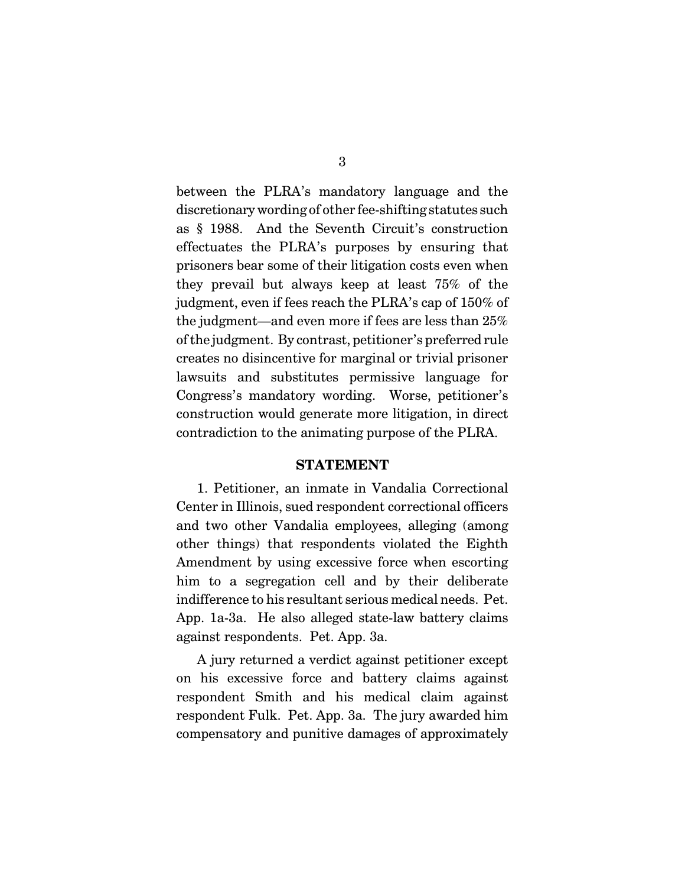between the PLRA's mandatory language and the discretionary wording of other fee-shifting statutes such as § 1988. And the Seventh Circuit's construction effectuates the PLRA's purposes by ensuring that prisoners bear some of their litigation costs even when they prevail but always keep at least 75% of the judgment, even if fees reach the PLRA's cap of 150% of the judgment—and even more if fees are less than 25% of the judgment. By contrast, petitioner's preferred rule creates no disincentive for marginal or trivial prisoner lawsuits and substitutes permissive language for Congress's mandatory wording. Worse, petitioner's construction would generate more litigation, in direct contradiction to the animating purpose of the PLRA.

## STATEMENT

1. Petitioner, an inmate in Vandalia Correctional Center in Illinois, sued respondent correctional officers and two other Vandalia employees, alleging (among other things) that respondents violated the Eighth Amendment by using excessive force when escorting him to a segregation cell and by their deliberate indifference to his resultant serious medical needs. Pet. App. 1a-3a. He also alleged state-law battery claims against respondents. Pet. App. 3a.

A jury returned a verdict against petitioner except on his excessive force and battery claims against respondent Smith and his medical claim against respondent Fulk. Pet. App. 3a. The jury awarded him compensatory and punitive damages of approximately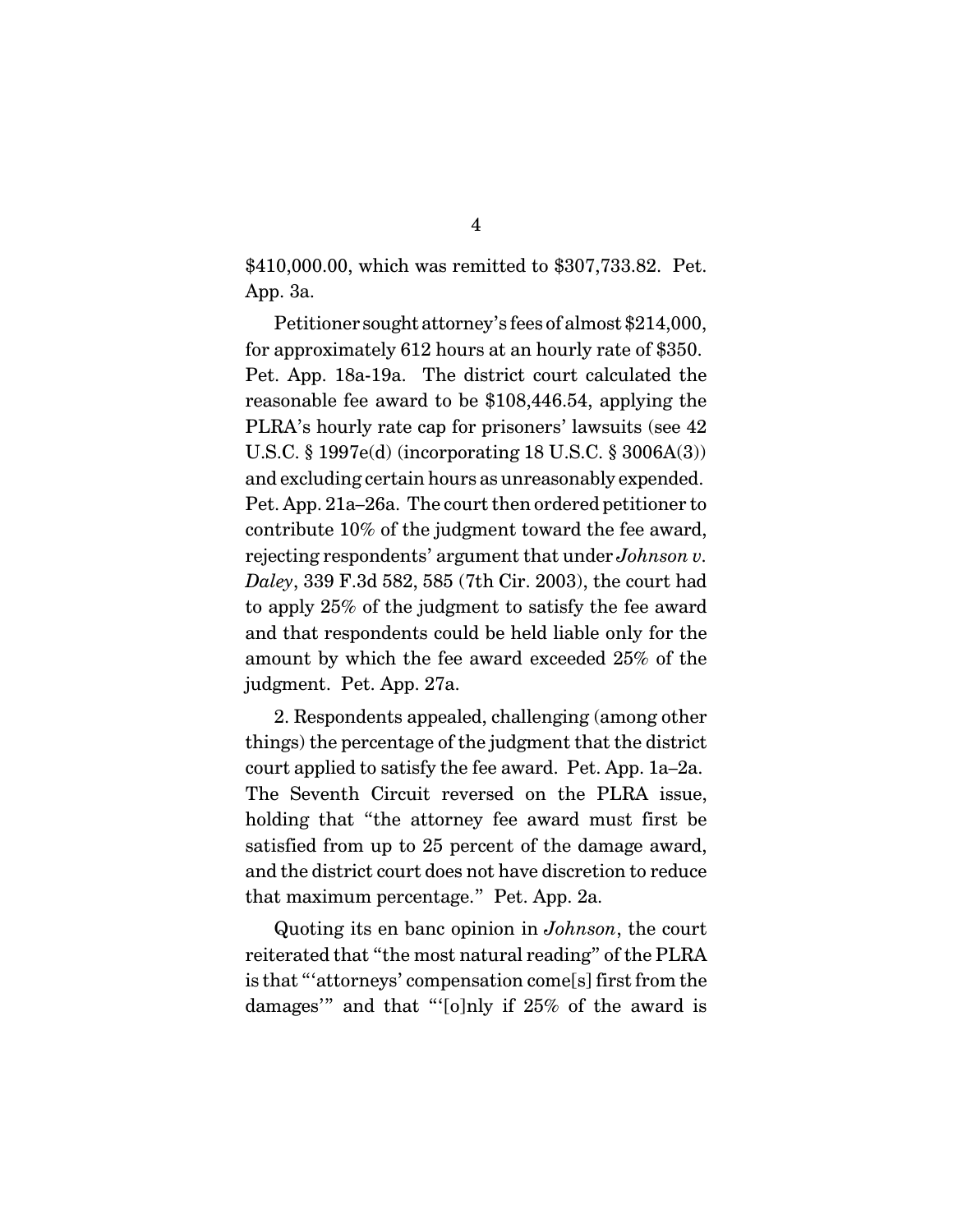$410,000.00, which was remitted to $307,733.82. Pet. App. 3a.

Petitioner sought attorney's fees of almost $214,000, for approximately 612 hours at an hourly rate of $350. Pet. App. 18a-19a. The district court calculated the reasonable fee award to be $108,446.54, applying the PLRA's hourly rate cap for prisoners' lawsuits (see 42 U.S.C. § 1997e(d) (incorporating 18 U.S.C. § 3006A(3)) and excluding certain hours as unreasonably expended. Pet. App. 21a–26a. The court then ordered petitioner to contribute 10% of the judgment toward the fee award, rejecting respondents' argument that under *Johnson v. Daley*, 339 F.3d 582, 585 (7th Cir. 2003), the court had to apply 25% of the judgment to satisfy the fee award and that respondents could be held liable only for the amount by which the fee award exceeded 25% of the judgment. Pet. App. 27a.

2. Respondents appealed, challenging (among other things) the percentage of the judgment that the district court applied to satisfy the fee award. Pet. App. 1a–2a. The Seventh Circuit reversed on the PLRA issue, holding that "the attorney fee award must first be satisfied from up to 25 percent of the damage award, and the district court does not have discretion to reduce that maximum percentage." Pet. App. 2a.

Quoting its en banc opinion in *Johnson*, the court reiterated that "the most natural reading" of the PLRA is that "'attorneys' compensation come[s] first from the damages'" and that "'[o]nly if 25% of the award is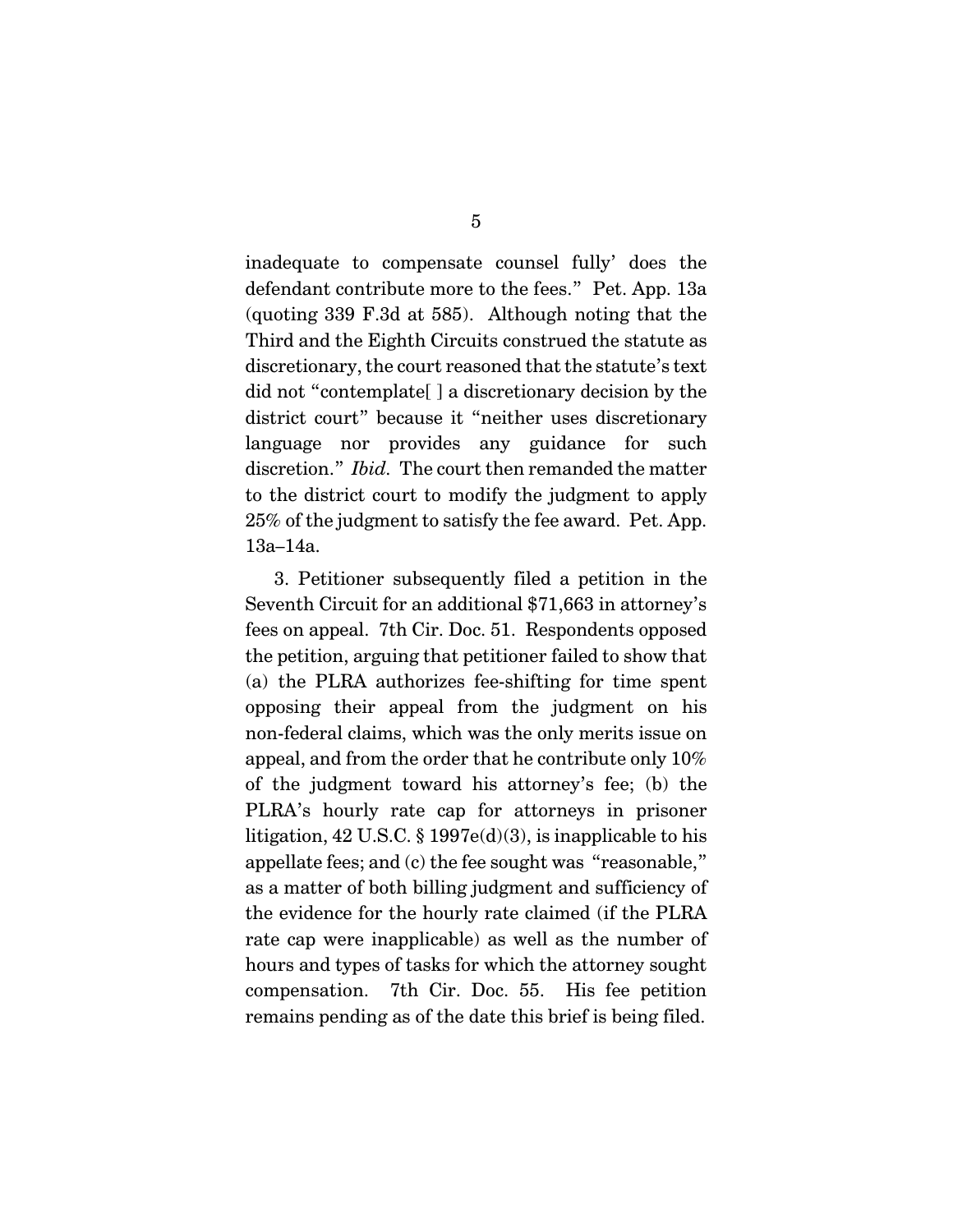inadequate to compensate counsel fully' does the defendant contribute more to the fees." Pet. App. 13a (quoting 339 F.3d at 585). Although noting that the Third and the Eighth Circuits construed the statute as discretionary, the court reasoned that the statute's text did not "contemplate[ ] a discretionary decision by the district court" because it "neither uses discretionary language nor provides any guidance for such discretion." *Ibid.* The court then remanded the matter to the district court to modify the judgment to apply 25% of the judgment to satisfy the fee award. Pet. App. 13a–14a.

3. Petitioner subsequently filed a petition in the Seventh Circuit for an additional $71,663 in attorney's fees on appeal. 7th Cir. Doc. 51. Respondents opposed the petition, arguing that petitioner failed to show that (a) the PLRA authorizes fee-shifting for time spent opposing their appeal from the judgment on his non-federal claims, which was the only merits issue on appeal, and from the order that he contribute only 10% of the judgment toward his attorney's fee; (b) the PLRA's hourly rate cap for attorneys in prisoner litigation, 42 U.S.C. § 1997e(d)(3), is inapplicable to his appellate fees; and (c) the fee sought was "reasonable," as a matter of both billing judgment and sufficiency of the evidence for the hourly rate claimed (if the PLRA rate cap were inapplicable) as well as the number of hours and types of tasks for which the attorney sought compensation. 7th Cir. Doc. 55. His fee petition remains pending as of the date this brief is being filed.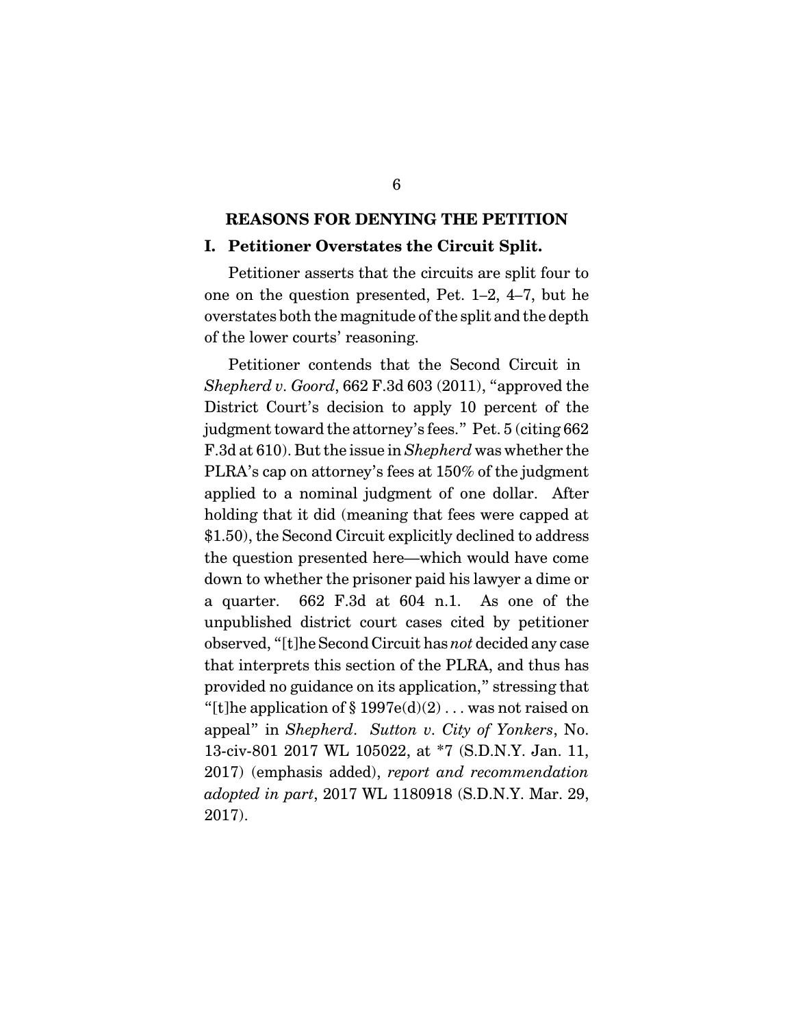## REASONS FOR DENYING THE PETITION

### I. Petitioner Overstates the Circuit Split.

Petitioner asserts that the circuits are split four to one on the question presented, Pet. 1–2, 4–7, but he overstates both the magnitude of the split and the depth of the lower courts' reasoning.

Petitioner contends that the Second Circuit in *Shepherd v. Goord*, 662 F.3d 603 (2011), "approved the District Court's decision to apply 10 percent of the judgment toward the attorney's fees." Pet. 5 (citing 662 F.3d at 610). But the issue in *Shepherd* was whether the PLRA's cap on attorney's fees at 150% of the judgment applied to a nominal judgment of one dollar. After holding that it did (meaning that fees were capped at $1.50), the Second Circuit explicitly declined to address the question presented here—which would have come down to whether the prisoner paid his lawyer a dime or a quarter. 662 F.3d at 604 n.1. As one of the unpublished district court cases cited by petitioner observed, "[t]he Second Circuit has *not* decided any case that interprets this section of the PLRA, and thus has provided no guidance on its application," stressing that "[t]he application of § 1997e(d)(2) . . . was not raised on appeal" in *Shepherd*. *Sutton v. City of Yonkers*, No. 13-civ-801 2017 WL 105022, at *7 (S.D.N.Y. Jan. 11, 2017) (emphasis added), *report and recommendation adopted in part*, 2017 WL 1180918 (S.D.N.Y. Mar. 29, 2017).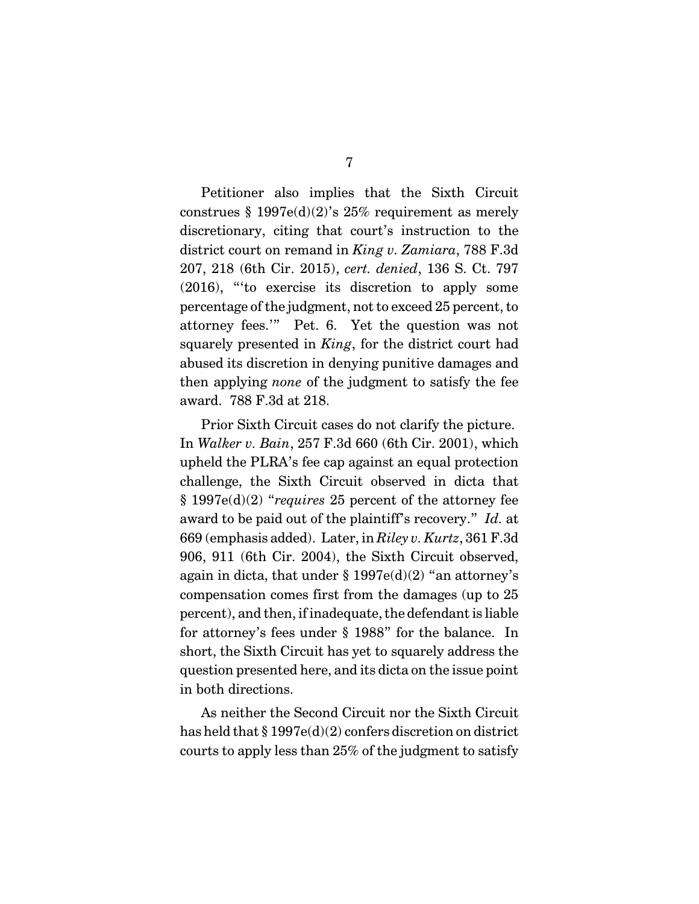Petitioner also implies that the Sixth Circuit construes § 1997e(d)(2)'s 25% requirement as merely discretionary, citing that court's instruction to the district court on remand in *King v. Zamiara*, 788 F.3d 207, 218 (6th Cir. 2015), *cert. denied*, 136 S. Ct. 797 (2016), "'to exercise its discretion to apply some percentage of the judgment, not to exceed 25 percent, to attorney fees.'" Pet. 6. Yet the question was not squarely presented in *King*, for the district court had abused its discretion in denying punitive damages and then applying *none* of the judgment to satisfy the fee award. 788 F.3d at 218.

Prior Sixth Circuit cases do not clarify the picture. In *Walker v. Bain*, 257 F.3d 660 (6th Cir. 2001), which upheld the PLRA's fee cap against an equal protection challenge, the Sixth Circuit observed in dicta that § 1997e(d)(2) "*requires* 25 percent of the attorney fee award to be paid out of the plaintiff's recovery." *Id.* at 669 (emphasis added). Later, in *Riley v. Kurtz*, 361 F.3d 906, 911 (6th Cir. 2004), the Sixth Circuit observed, again in dicta, that under § 1997e(d)(2) "an attorney's compensation comes first from the damages (up to 25 percent), and then, if inadequate, the defendant is liable for attorney's fees under § 1988" for the balance. In short, the Sixth Circuit has yet to squarely address the question presented here, and its dicta on the issue point in both directions.

As neither the Second Circuit nor the Sixth Circuit has held that § 1997e(d)(2) confers discretion on district courts to apply less than 25% of the judgment to satisfy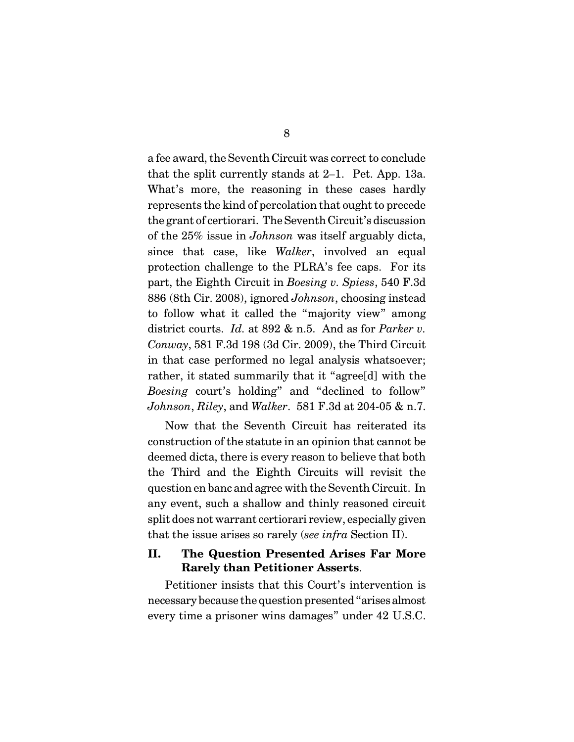a fee award, the Seventh Circuit was correct to conclude that the split currently stands at 2–1. Pet. App. 13a. What's more, the reasoning in these cases hardly represents the kind of percolation that ought to precede the grant of certiorari. The Seventh Circuit's discussion of the 25% issue in *Johnson* was itself arguably dicta, since that case, like *Walker*, involved an equal protection challenge to the PLRA's fee caps. For its part, the Eighth Circuit in *Boesing v. Spiess*, 540 F.3d 886 (8th Cir. 2008), ignored *Johnson*, choosing instead to follow what it called the "majority view" among district courts. *Id.* at 892 & n.5. And as for *Parker v. Conway*, 581 F.3d 198 (3d Cir. 2009), the Third Circuit in that case performed no legal analysis whatsoever; rather, it stated summarily that it "agree[d] with the *Boesing* court's holding" and "declined to follow" *Johnson*, *Riley*, and *Walker*. 581 F.3d at 204-05 & n.7.

Now that the Seventh Circuit has reiterated its construction of the statute in an opinion that cannot be deemed dicta, there is every reason to believe that both the Third and the Eighth Circuits will revisit the question en banc and agree with the Seventh Circuit. In any event, such a shallow and thinly reasoned circuit split does not warrant certiorari review, especially given that the issue arises so rarely (*see infra* Section II).

## II. The Question Presented Arises Far More Rarely than Petitioner Asserts.

Petitioner insists that this Court's intervention is necessary because the question presented "arises almost every time a prisoner wins damages" under 42 U.S.C.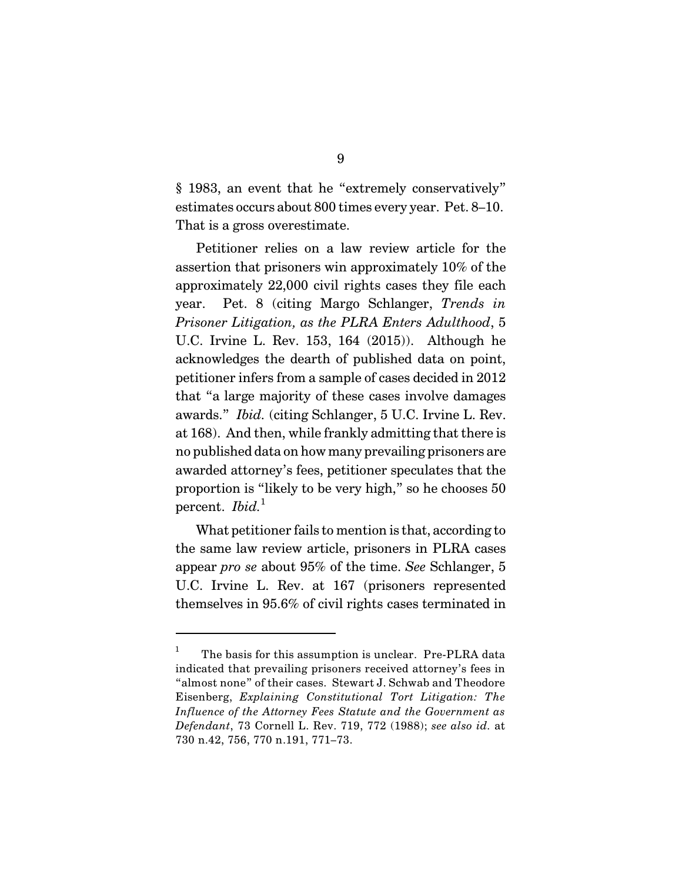§ 1983, an event that he "extremely conservatively" estimates occurs about 800 times every year. Pet. 8–10. That is a gross overestimate.

Petitioner relies on a law review article for the assertion that prisoners win approximately 10% of the approximately 22,000 civil rights cases they file each year. Pet. 8 (citing Margo Schlanger, *Trends in Prisoner Litigation, as the PLRA Enters Adulthood*, 5 U.C. Irvine L. Rev. 153, 164 (2015)). Although he acknowledges the dearth of published data on point, petitioner infers from a sample of cases decided in 2012 that "a large majority of these cases involve damages awards." *Ibid.* (citing Schlanger, 5 U.C. Irvine L. Rev. at 168). And then, while frankly admitting that there is no published data on how many prevailing prisoners are awarded attorney's fees, petitioner speculates that the proportion is "likely to be very high," so he chooses 50 percent. *Ibid.*[1]

What petitioner fails to mention is that, according to the same law review article, prisoners in PLRA cases appear *pro se* about 95% of the time. *See* Schlanger, 5 U.C. Irvine L. Rev. at 167 (prisoners represented themselves in 95.6% of civil rights cases terminated in

---

[1] The basis for this assumption is unclear. Pre-PLRA data indicated that prevailing prisoners received attorney's fees in "almost none" of their cases. Stewart J. Schwab and Theodore Eisenberg, *Explaining Constitutional Tort Litigation: The Influence of the Attorney Fees Statute and the Government as Defendant*, 73 Cornell L. Rev. 719, 772 (1988); *see also id.* at 730 n.42, 756, 770 n.191, 771–73.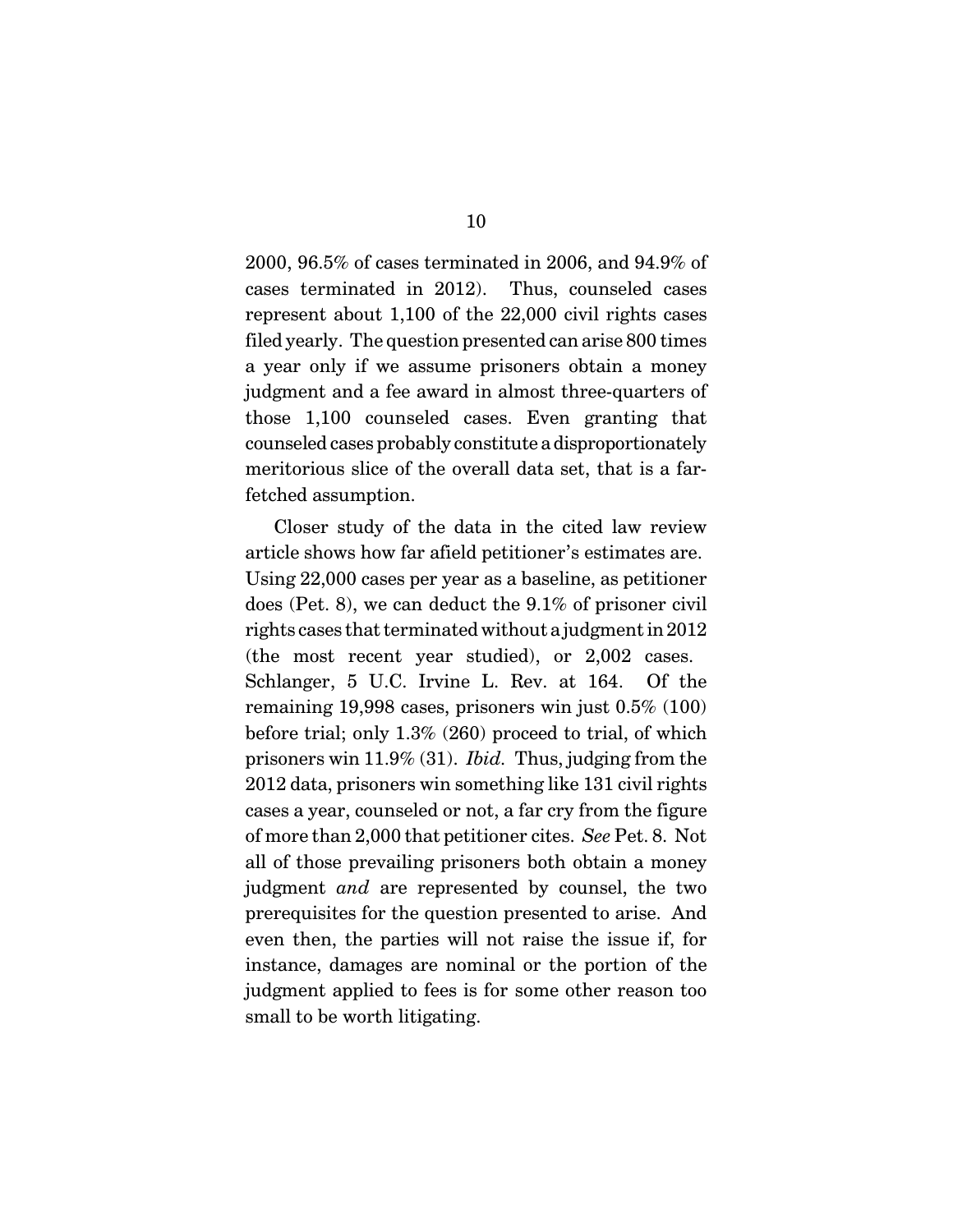2000, 96.5% of cases terminated in 2006, and 94.9% of cases terminated in 2012). Thus, counseled cases represent about 1,100 of the 22,000 civil rights cases filed yearly. The question presented can arise 800 times a year only if we assume prisoners obtain a money judgment and a fee award in almost three-quarters of those 1,100 counseled cases. Even granting that counseled cases probably constitute a disproportionately meritorious slice of the overall data set, that is a far-fetched assumption.

Closer study of the data in the cited law review article shows how far afield petitioner's estimates are. Using 22,000 cases per year as a baseline, as petitioner does (Pet. 8), we can deduct the 9.1% of prisoner civil rights cases that terminated without a judgment in 2012 (the most recent year studied), or 2,002 cases. Schlanger, 5 U.C. Irvine L. Rev. at 164. Of the remaining 19,998 cases, prisoners win just 0.5% (100) before trial; only 1.3% (260) proceed to trial, of which prisoners win 11.9% (31). *Ibid.* Thus, judging from the 2012 data, prisoners win something like 131 civil rights cases a year, counseled or not, a far cry from the figure of more than 2,000 that petitioner cites. *See* Pet. 8. Not all of those prevailing prisoners both obtain a money judgment *and* are represented by counsel, the two prerequisites for the question presented to arise. And even then, the parties will not raise the issue if, for instance, damages are nominal or the portion of the judgment applied to fees is for some other reason too small to be worth litigating.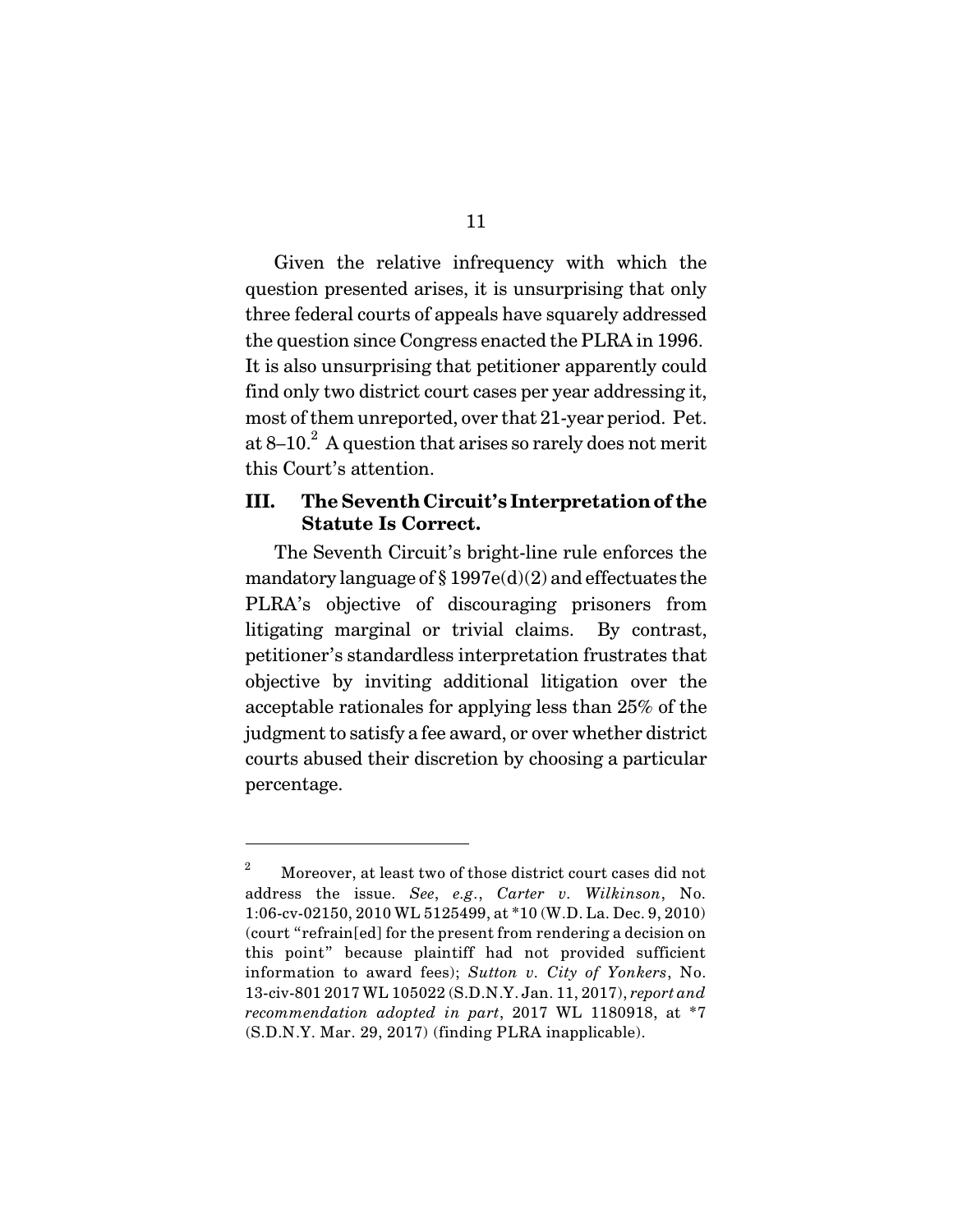Given the relative infrequency with which the question presented arises, it is unsurprising that only three federal courts of appeals have squarely addressed the question since Congress enacted the PLRA in 1996. It is also unsurprising that petitioner apparently could find only two district court cases per year addressing it, most of them unreported, over that 21-year period. Pet. at 8–10.[2] A question that arises so rarely does not merit this Court's attention.

## III. The Seventh Circuit's Interpretation of the Statute Is Correct.

The Seventh Circuit's bright-line rule enforces the mandatory language of § 1997e(d)(2) and effectuates the PLRA's objective of discouraging prisoners from litigating marginal or trivial claims. By contrast, petitioner's standardless interpretation frustrates that objective by inviting additional litigation over the acceptable rationales for applying less than 25% of the judgment to satisfy a fee award, or over whether district courts abused their discretion by choosing a particular percentage.

---

[2] Moreover, at least two of those district court cases did not address the issue. *See*, *e.g.*, *Carter v. Wilkinson*, No. 1:06-cv-02150, 2010 WL 5125499, at *10 (W.D. La. Dec. 9, 2010) (court "refrain[ed] for the present from rendering a decision on this point" because plaintiff had not provided sufficient information to award fees); *Sutton v. City of Yonkers*, No. 13-civ-801 2017 WL 105022 (S.D.N.Y. Jan. 11, 2017), *report and recommendation adopted in part*, 2017 WL 1180918, at *7 (S.D.N.Y. Mar. 29, 2017) (finding PLRA inapplicable).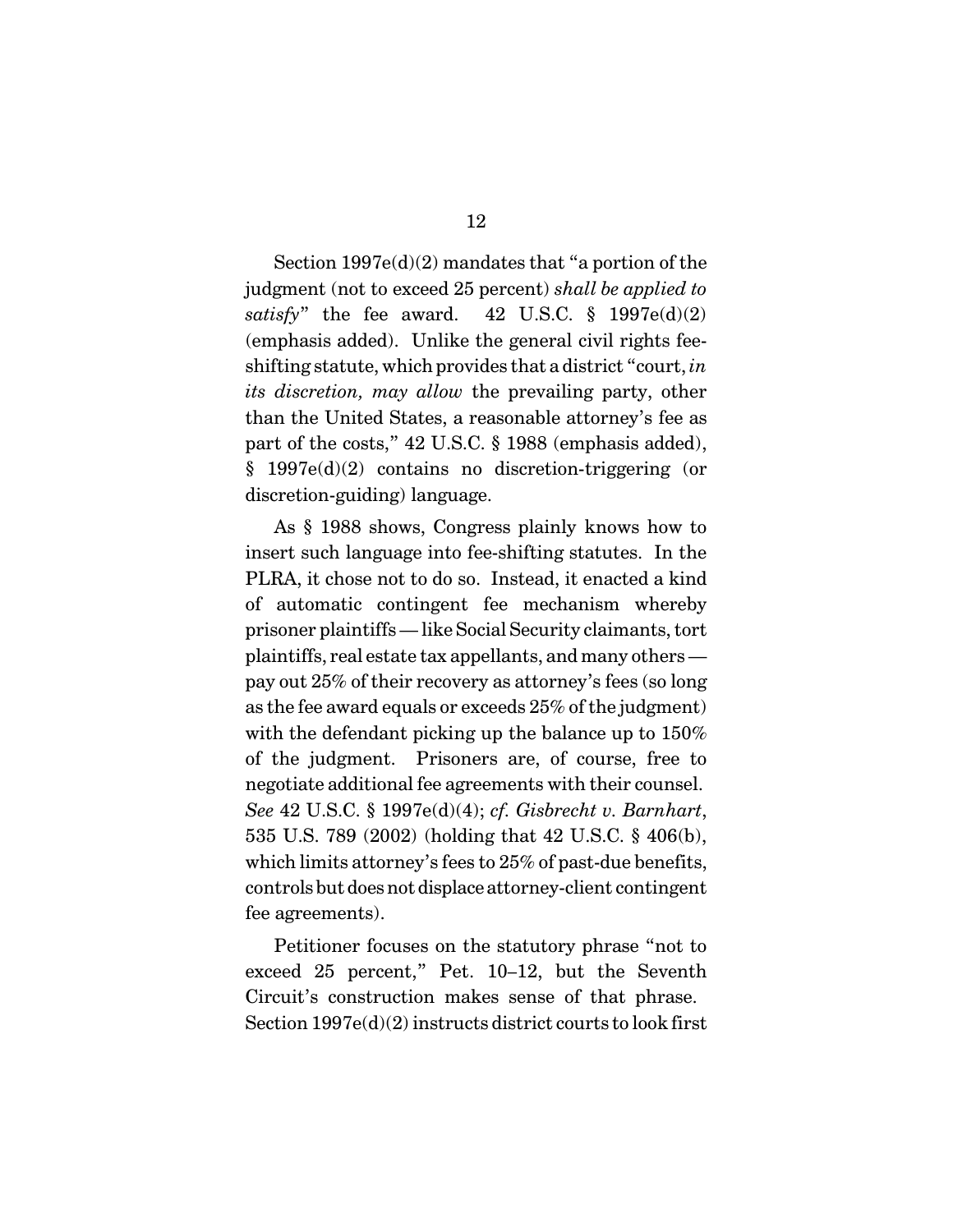Section 1997e(d)(2) mandates that "a portion of the judgment (not to exceed 25 percent) *shall be applied to satisfy*" the fee award. 42 U.S.C. § 1997e(d)(2) (emphasis added). Unlike the general civil rights fee-shifting statute, which provides that a district "court, *in its discretion, may allow* the prevailing party, other than the United States, a reasonable attorney's fee as part of the costs," 42 U.S.C. § 1988 (emphasis added), § 1997e(d)(2) contains no discretion-triggering (or discretion-guiding) language.

As § 1988 shows, Congress plainly knows how to insert such language into fee-shifting statutes. In the PLRA, it chose not to do so. Instead, it enacted a kind of automatic contingent fee mechanism whereby prisoner plaintiffs — like Social Security claimants, tort plaintiffs, real estate tax appellants, and many others — pay out 25% of their recovery as attorney's fees (so long as the fee award equals or exceeds 25% of the judgment) with the defendant picking up the balance up to 150% of the judgment. Prisoners are, of course, free to negotiate additional fee agreements with their counsel. *See* 42 U.S.C. § 1997e(d)(4); *cf. Gisbrecht v. Barnhart*, 535 U.S. 789 (2002) (holding that 42 U.S.C. § 406(b), which limits attorney's fees to 25% of past-due benefits, controls but does not displace attorney-client contingent fee agreements).

Petitioner focuses on the statutory phrase "not to exceed 25 percent," Pet. 10–12, but the Seventh Circuit's construction makes sense of that phrase. Section 1997e(d)(2) instructs district courts to look first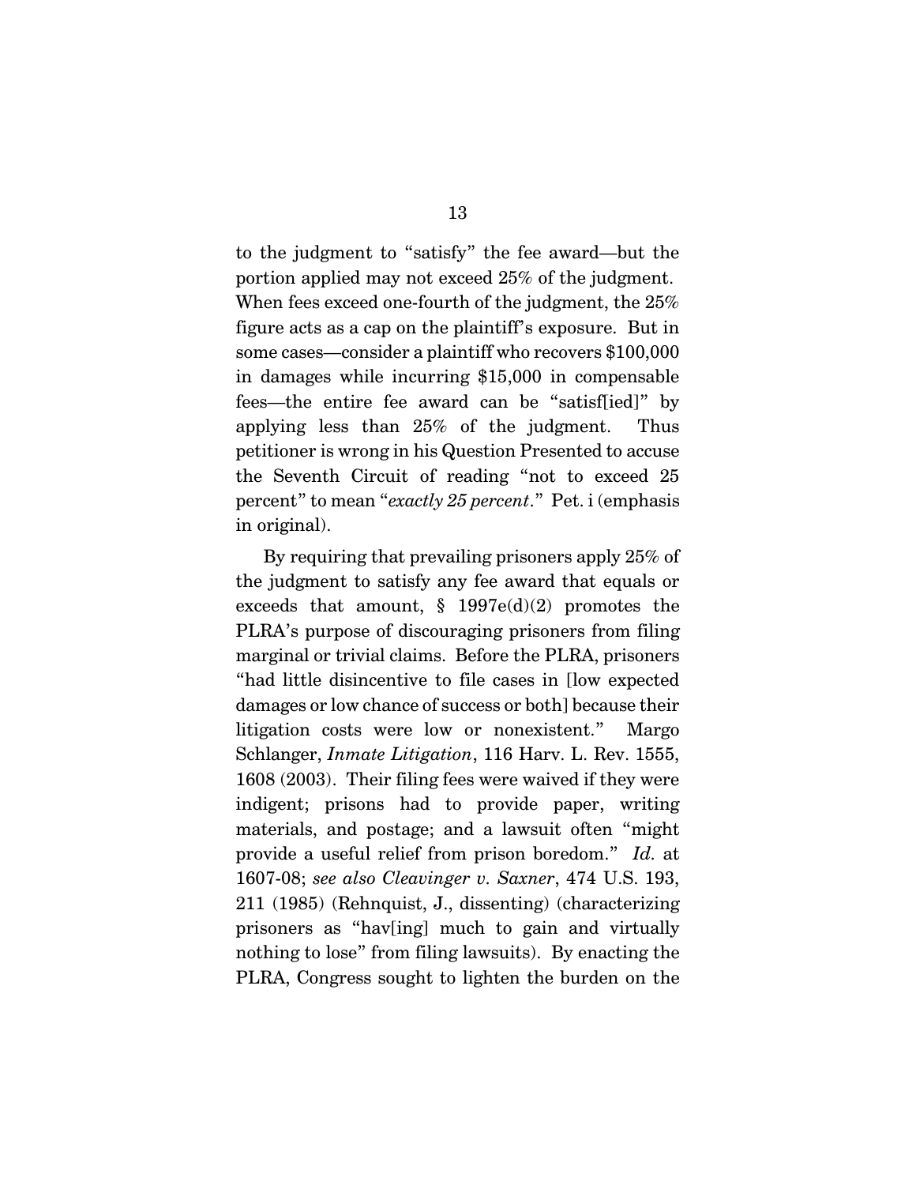to the judgment to "satisfy" the fee award—but the portion applied may not exceed 25% of the judgment. When fees exceed one-fourth of the judgment, the 25% figure acts as a cap on the plaintiff's exposure. But in some cases—consider a plaintiff who recovers $100,000 in damages while incurring $15,000 in compensable fees—the entire fee award can be "satisf[ied]" by applying less than 25% of the judgment. Thus petitioner is wrong in his Question Presented to accuse the Seventh Circuit of reading "not to exceed 25 percent" to mean "*exactly 25 percent*." Pet. i (emphasis in original).

By requiring that prevailing prisoners apply 25% of the judgment to satisfy any fee award that equals or exceeds that amount, § 1997e(d)(2) promotes the PLRA's purpose of discouraging prisoners from filing marginal or trivial claims. Before the PLRA, prisoners "had little disincentive to file cases in [low expected damages or low chance of success or both] because their litigation costs were low or nonexistent." Margo Schlanger, *Inmate Litigation*, 116 Harv. L. Rev. 1555, 1608 (2003). Their filing fees were waived if they were indigent; prisons had to provide paper, writing materials, and postage; and a lawsuit often "might provide a useful relief from prison boredom." *Id.* at 1607-08; *see also Cleavinger v. Saxner*, 474 U.S. 193, 211 (1985) (Rehnquist, J., dissenting) (characterizing prisoners as "hav[ing] much to gain and virtually nothing to lose" from filing lawsuits). By enacting the PLRA, Congress sought to lighten the burden on the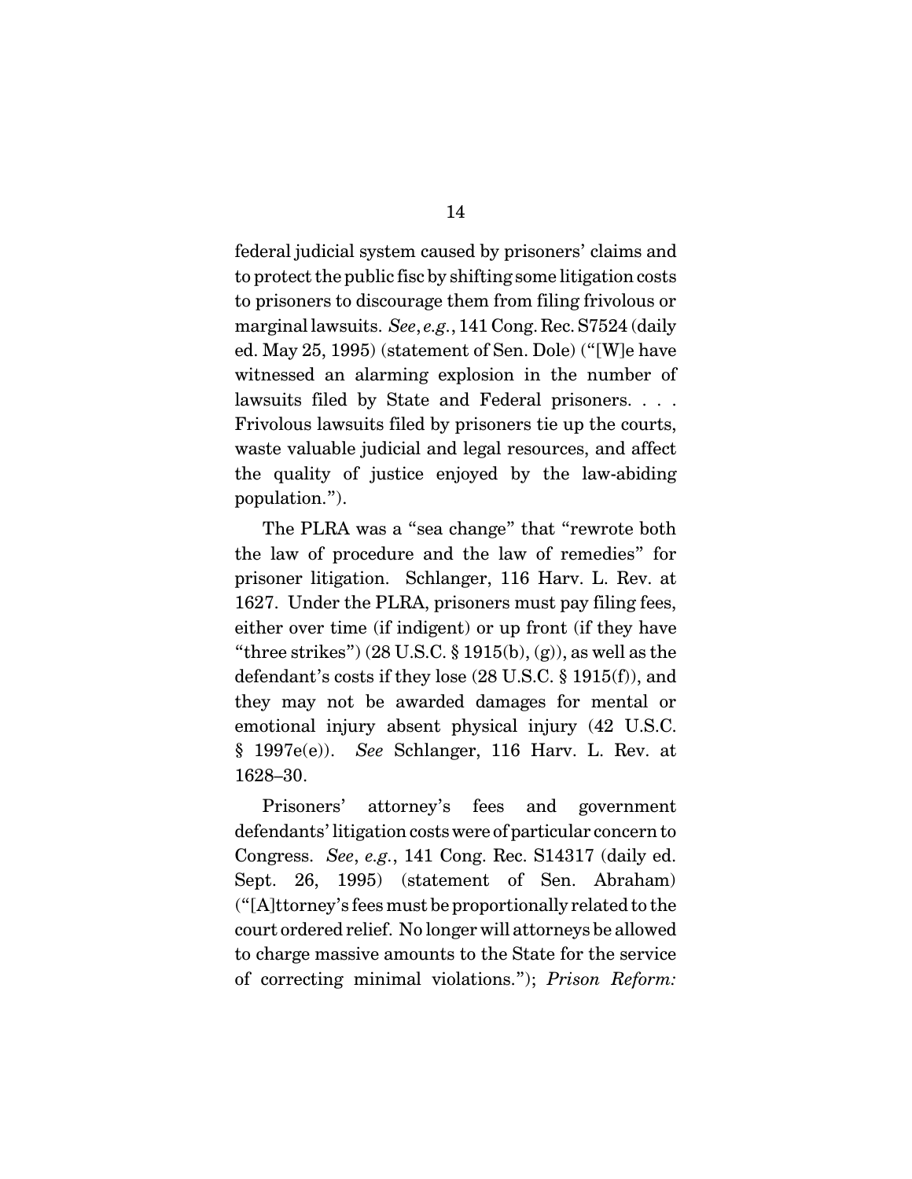federal judicial system caused by prisoners' claims and to protect the public fisc by shifting some litigation costs to prisoners to discourage them from filing frivolous or marginal lawsuits. *See*, *e.g.*, 141 Cong. Rec. S7524 (daily ed. May 25, 1995) (statement of Sen. Dole) ("[W]e have witnessed an alarming explosion in the number of lawsuits filed by State and Federal prisoners. . . . Frivolous lawsuits filed by prisoners tie up the courts, waste valuable judicial and legal resources, and affect the quality of justice enjoyed by the law-abiding population.").

The PLRA was a "sea change" that "rewrote both the law of procedure and the law of remedies" for prisoner litigation. Schlanger, 116 Harv. L. Rev. at 1627. Under the PLRA, prisoners must pay filing fees, either over time (if indigent) or up front (if they have "three strikes") (28 U.S.C. § 1915(b), (g)), as well as the defendant's costs if they lose (28 U.S.C. § 1915(f)), and they may not be awarded damages for mental or emotional injury absent physical injury (42 U.S.C. § 1997e(e)). *See* Schlanger, 116 Harv. L. Rev. at 1628–30.

Prisoners' attorney's fees and government defendants' litigation costs were of particular concern to Congress. *See*, *e.g.*, 141 Cong. Rec. S14317 (daily ed. Sept. 26, 1995) (statement of Sen. Abraham) ("[A]ttorney's fees must be proportionally related to the court ordered relief. No longer will attorneys be allowed to charge massive amounts to the State for the service of correcting minimal violations."); *Prison Reform:*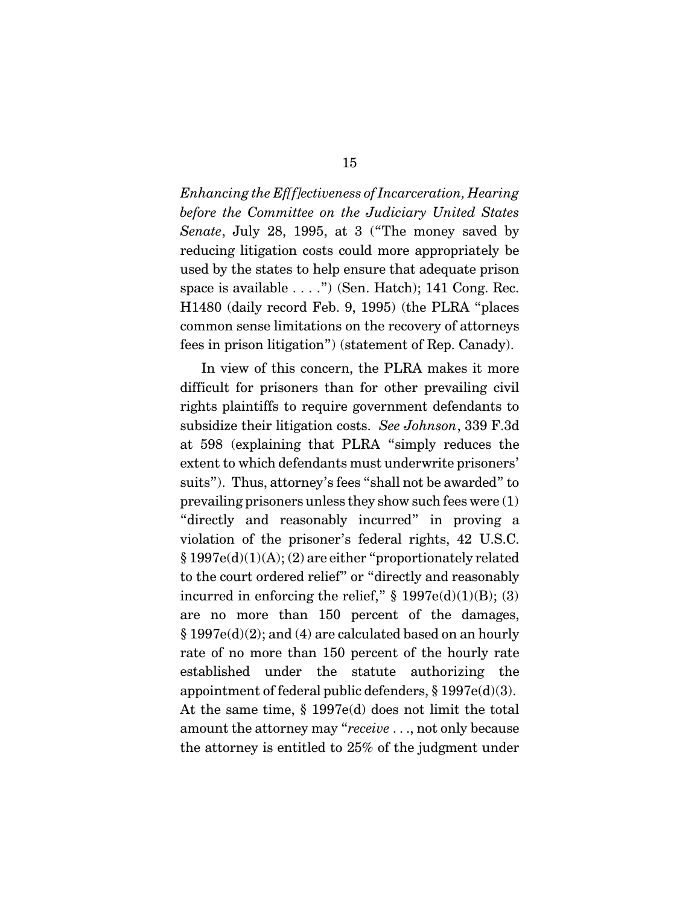*Enhancing the Ef[f]ectiveness of Incarceration, Hearing before the Committee on the Judiciary United States Senate*, July 28, 1995, at 3 ("The money saved by reducing litigation costs could more appropriately be used by the states to help ensure that adequate prison space is available . . . .") (Sen. Hatch); 141 Cong. Rec. H1480 (daily record Feb. 9, 1995) (the PLRA "places common sense limitations on the recovery of attorneys fees in prison litigation") (statement of Rep. Canady).

In view of this concern, the PLRA makes it more difficult for prisoners than for other prevailing civil rights plaintiffs to require government defendants to subsidize their litigation costs. *See Johnson*, 339 F.3d at 598 (explaining that PLRA "simply reduces the extent to which defendants must underwrite prisoners' suits"). Thus, attorney's fees "shall not be awarded" to prevailing prisoners unless they show such fees were (1) "directly and reasonably incurred" in proving a violation of the prisoner's federal rights, 42 U.S.C. § 1997e(d)(1)(A); (2) are either "proportionately related to the court ordered relief" or "directly and reasonably incurred in enforcing the relief," § 1997e(d)(1)(B); (3) are no more than 150 percent of the damages, § 1997e(d)(2); and (4) are calculated based on an hourly rate of no more than 150 percent of the hourly rate established under the statute authorizing the appointment of federal public defenders, § 1997e(d)(3). At the same time, § 1997e(d) does not limit the total amount the attorney may "*receive* . . ., not only because the attorney is entitled to 25% of the judgment under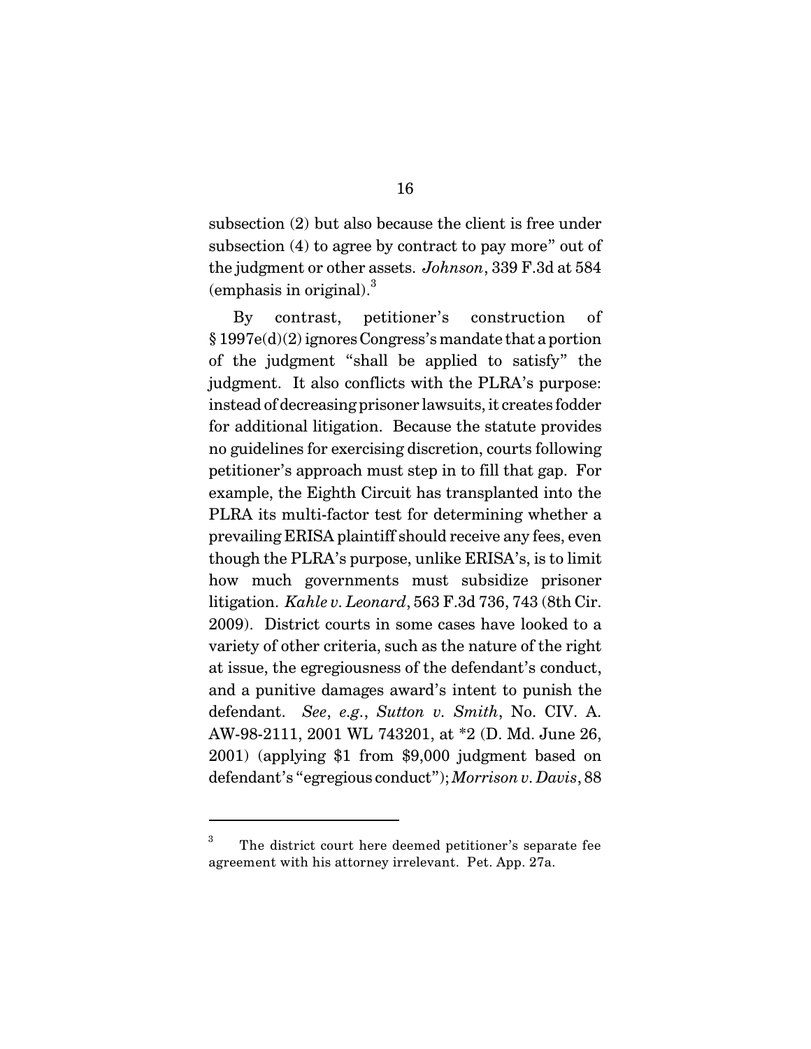subsection (2) but also because the client is free under subsection (4) to agree by contract to pay more" out of the judgment or other assets. *Johnson*, 339 F.3d at 584 (emphasis in original).[3]

By contrast, petitioner's construction of § 1997e(d)(2) ignores Congress's mandate that a portion of the judgment "shall be applied to satisfy" the judgment. It also conflicts with the PLRA's purpose: instead of decreasing prisoner lawsuits, it creates fodder for additional litigation. Because the statute provides no guidelines for exercising discretion, courts following petitioner's approach must step in to fill that gap. For example, the Eighth Circuit has transplanted into the PLRA its multi-factor test for determining whether a prevailing ERISA plaintiff should receive any fees, even though the PLRA's purpose, unlike ERISA's, is to limit how much governments must subsidize prisoner litigation. *Kahle v. Leonard*, 563 F.3d 736, 743 (8th Cir. 2009). District courts in some cases have looked to a variety of other criteria, such as the nature of the right at issue, the egregiousness of the defendant's conduct, and a punitive damages award's intent to punish the defendant. *See*, *e.g.*, *Sutton v. Smith*, No. CIV. A. AW-98-2111, 2001 WL 743201, at *2 (D. Md. June 26, 2001) (applying $1 from $9,000 judgment based on defendant's "egregious conduct"); *Morrison v. Davis*, 88

---

[3] The district court here deemed petitioner's separate fee agreement with his attorney irrelevant. Pet. App. 27a.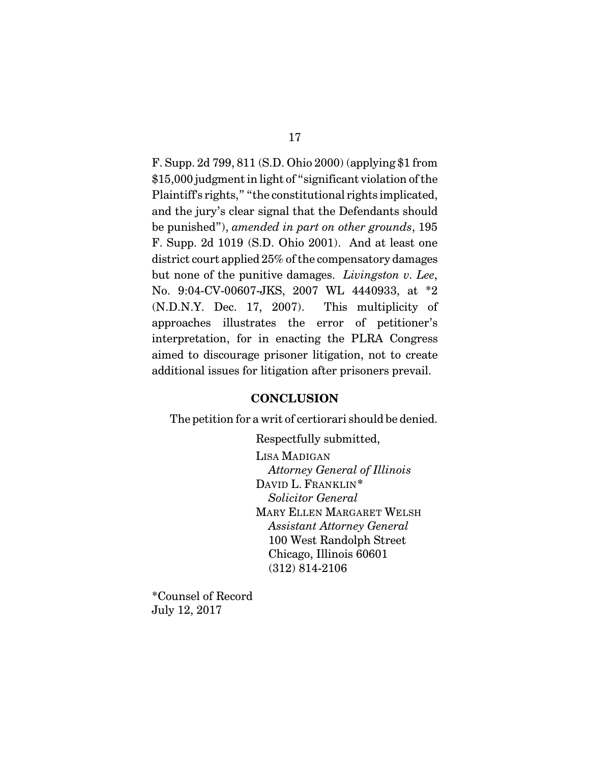F. Supp. 2d 799, 811 (S.D. Ohio 2000) (applying $1 from $15,000 judgment in light of "significant violation of the Plaintiff's rights," "the constitutional rights implicated, and the jury's clear signal that the Defendants should be punished"), *amended in part on other grounds*, 195 F. Supp. 2d 1019 (S.D. Ohio 2001). And at least one district court applied 25% of the compensatory damages but none of the punitive damages. *Livingston v. Lee*, No. 9:04-CV-00607-JKS, 2007 WL 4440933, at *2 (N.D.N.Y. Dec. 17, 2007). This multiplicity of approaches illustrates the error of petitioner's interpretation, for in enacting the PLRA Congress aimed to discourage prisoner litigation, not to create additional issues for litigation after prisoners prevail.

## CONCLUSION

The petition for a writ of certiorari should be denied.

Respectfully submitted,

LISA MADIGAN
*Attorney General of Illinois*
DAVID L. FRANKLIN*
*Solicitor General*
MARY ELLEN MARGARET WELSH
*Assistant Attorney General*
100 West Randolph Street
Chicago, Illinois 60601
(312) 814-2106

*Counsel of Record
July 12, 2017